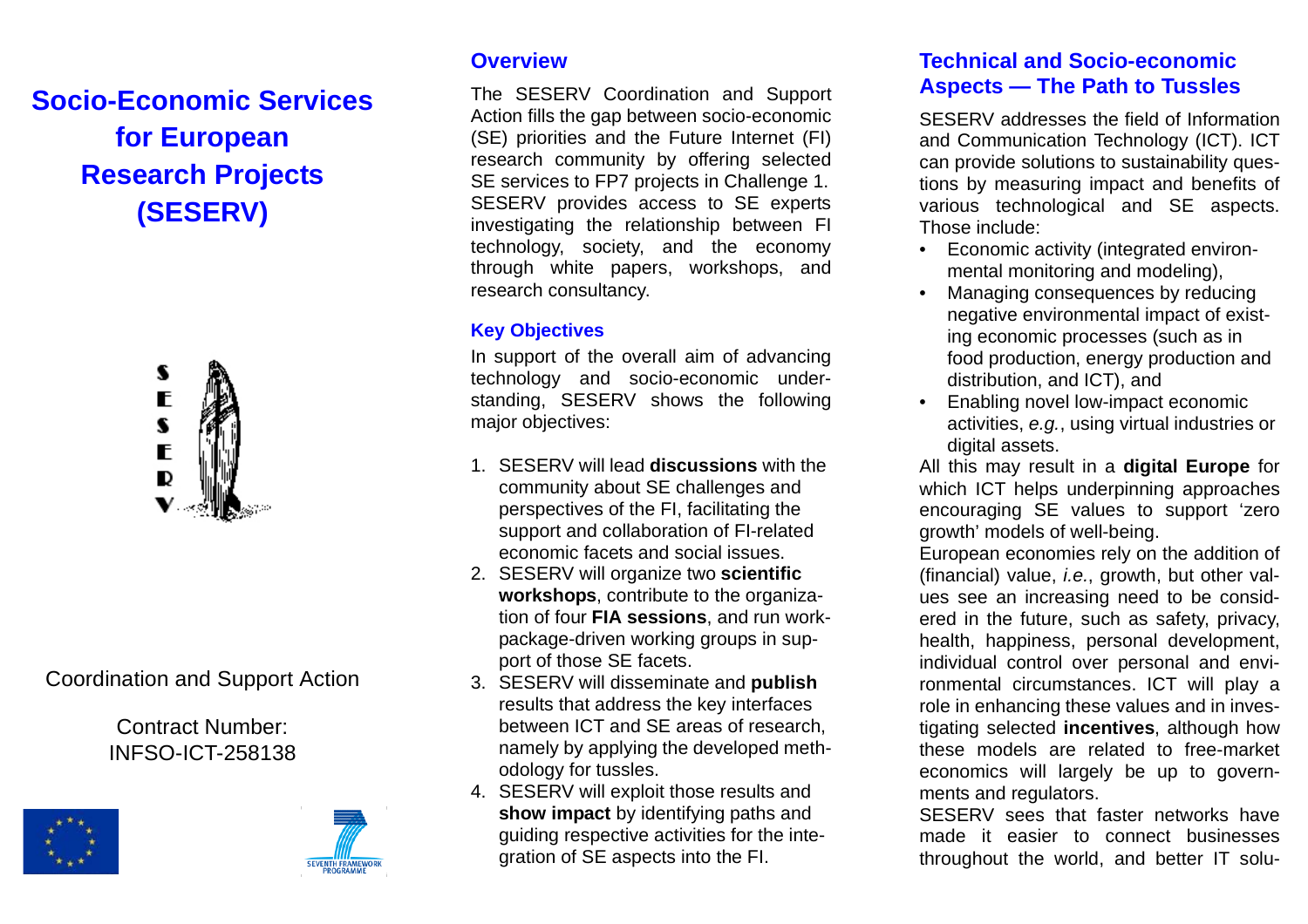# Socio-Economic Services for European Research Projects (SESERV)

Coordination and Support Action

Contract Number:
INFSO-ICT-258138

## Overview

The SESERV Coordination and Support Action fills the gap between socio-economic (SE) priorities and the Future Internet (FI) research community by offering selected SE services to FP7 projects in Challenge 1. SESERV provides access to SE experts investigating the relationship between FI technology, society, and the economy through white papers, workshops, and research consultancy.

### Key Objectives

In support of the overall aim of advancing technology and socio-economic understanding, SESERV shows the following major objectives:

1. SESERV will lead **discussions** with the community about SE challenges and perspectives of the FI, facilitating the support and collaboration of FI-related economic facets and social issues.
2. SESERV will organize two **scientific workshops**, contribute to the organization of four **FIA sessions**, and run work-package-driven working groups in support of those SE facets.
3. SESERV will disseminate and **publish** results that address the key interfaces between ICT and SE areas of research, namely by applying the developed methodology for tussles.
4. SESERV will exploit those results and **show impact** by identifying paths and guiding respective activities for the integration of SE aspects into the FI.

## Technical and Socio-economic Aspects — The Path to Tussles

SESERV addresses the field of Information and Communication Technology (ICT). ICT can provide solutions to sustainability questions by measuring impact and benefits of various technological and SE aspects. Those include:

- Economic activity (integrated environmental monitoring and modeling),
- Managing consequences by reducing negative environmental impact of existing economic processes (such as in food production, energy production and distribution, and ICT), and
- Enabling novel low-impact economic activities, *e.g.*, using virtual industries or digital assets.

All this may result in a **digital Europe** for which ICT helps underpinning approaches encouraging SE values to support 'zero growth' models of well-being.

European economies rely on the addition of (financial) value, *i.e.*, growth, but other values see an increasing need to be considered in the future, such as safety, privacy, health, happiness, personal development, individual control over personal and environmental circumstances. ICT will play a role in enhancing these values and in investigating selected **incentives**, although how these models are related to free-market economics will largely be up to governments and regulators.

SESERV sees that faster networks have made it easier to connect businesses throughout the world, and better IT solu-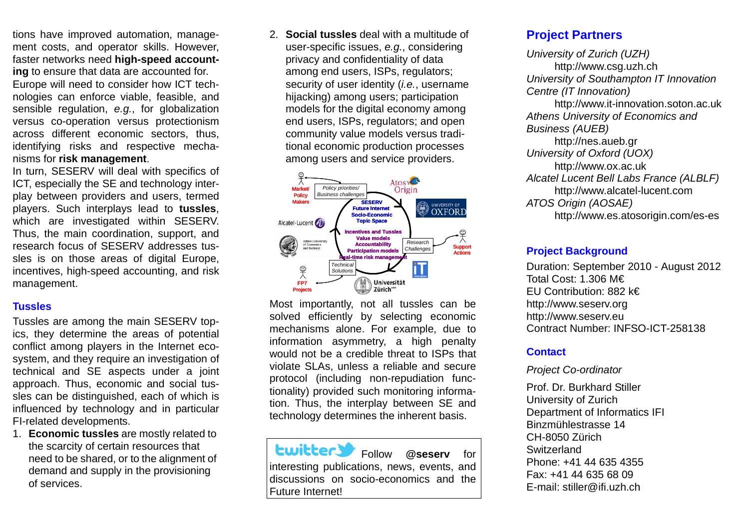tions have improved automation, management costs, and operator skills. However, faster networks need **high-speed accounting** to ensure that data are accounted for.
Europe will need to consider how ICT technologies can enforce viable, feasible, and sensible regulation, *e.g.*, for globalization versus co-operation versus protectionism across different economic sectors, thus, identifying risks and respective mechanisms for **risk management**.
In turn, SESERV will deal with specifics of ICT, especially the SE and technology interplay between providers and users, termed players. Such interplays lead to **tussles**, which are investigated within SESERV. Thus, the main coordination, support, and research focus of SESERV addresses tussles is on those areas of digital Europe, incentives, high-speed accounting, and risk management.

## Tussles

Tussles are among the main SESERV topics, they determine the areas of potential conflict among players in the Internet ecosystem, and they require an investigation of technical and SE aspects under a joint approach. Thus, economic and social tussles can be distinguished, each of which is influenced by technology and in particular FI-related developments.

1. **Economic tussles** are mostly related to the scarcity of certain resources that need to be shared, or to the alignment of demand and supply in the provisioning of services.
2. **Social tussles** deal with a multitude of user-specific issues, *e.g.*, considering privacy and confidentiality of data among end users, ISPs, regulators; security of user identity (*i.e.*, username hijacking) among users; participation models for the digital economy among end users, ISPs, regulators; and open community value models versus traditional economic production processes among users and service providers.

Market/ Policy Makers
Policy priorities/ Business challenges
Atos Origin
SESERV Future Internet Socio-Economic Topic Space
UNIVERSITY OF OXFORD
Alcatel·Lucent
Incentives and Tussles
Value models
Accountability
Participation models
Real-time risk management
Athens University of Economics and Business
Research Challenges
Support Actions
Technical Solutions
FP7 Projects
Universität Zürich

Most importantly, not all tussles can be solved efficiently by selecting economic mechanisms alone. For example, due to information asymmetry, a high penalty would not be a credible threat to ISPs that violate SLAs, unless a reliable and secure protocol (including non-repudiation functionality) provided such monitoring information. Thus, the interplay between SE and technology determines the inherent basis.

twitter Follow **@seserv** for interesting publications, news, events, and discussions on socio-economics and the Future Internet!

## Project Partners

*University of Zurich (UZH)*
http://www.csg.uzh.ch
*University of Southampton IT Innovation Centre (IT Innovation)*
http://www.it-innovation.soton.ac.uk
*Athens University of Economics and Business (AUEB)*
http://nes.aueb.gr
*University of Oxford (UOX)*
http://www.ox.ac.uk
*Alcatel Lucent Bell Labs France (ALBLF)*
http://www.alcatel-lucent.com
*ATOS Origin (AOSAE)*
http://www.es.atosorigin.com/es-es

## Project Background

Duration: September 2010 - August 2012
Total Cost: 1.306 M€
EU Contribution: 882 k€
http://www.seserv.org
http://www.seserv.eu
Contract Number: INFSO-ICT-258138

## Contact

*Project Co-ordinator*

Prof. Dr. Burkhard Stiller
University of Zurich
Department of Informatics IFI
Binzmühlestrasse 14
CH-8050 Zürich
Switzerland
Phone: +41 44 635 4355
Fax: +41 44 635 68 09
E-mail: stiller@ifi.uzh.ch